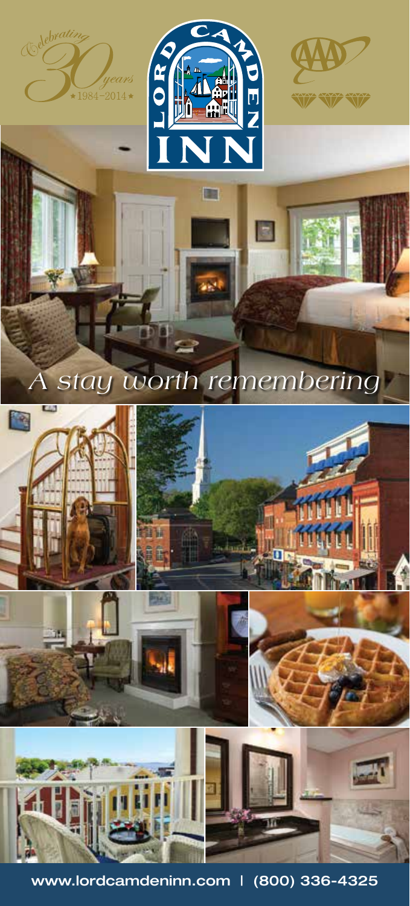Celebrating 30 years ★1984–2014★

# LORD CAMDEN INN

*A stay worth remembering*

www.lordcamdeninn.com | (800) 336-4325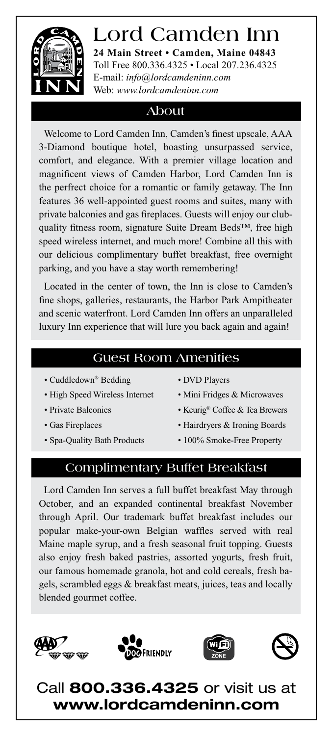# Lord Camden Inn

**24 Main Street • Camden, Maine 04843**
Toll Free 800.336.4325 • Local 207.236.4325
E-mail: *info@lordcamdeninn.com*
Web: *www.lordcamdeninn.com*

## About

Welcome to Lord Camden Inn, Camden's finest upscale, AAA 3-Diamond boutique hotel, boasting unsurpassed service, comfort, and elegance. With a premier village location and magnificent views of Camden Harbor, Lord Camden Inn is the perfrect choice for a romantic or family getaway. The Inn features 36 well-appointed guest rooms and suites, many with private balconies and gas fireplaces. Guests will enjoy our club-quality fitness room, signature Suite Dream Beds™, free high speed wireless internet, and much more! Combine all this with our delicious complimentary buffet breakfast, free overnight parking, and you have a stay worth remembering!

Located in the center of town, the Inn is close to Camden's fine shops, galleries, restaurants, the Harbor Park Ampitheater and scenic waterfront. Lord Camden Inn offers an unparalleled luxury Inn experience that will lure you back again and again!

## Guest Room Amenities

- Cuddledown® Bedding
- High Speed Wireless Internet
- Private Balconies
- Gas Fireplaces
- Spa-Quality Bath Products
- DVD Players
- Mini Fridges & Microwaves
- Keurig® Coffee & Tea Brewers
- Hairdryers & Ironing Boards
- 100% Smoke-Free Property

## Complimentary Buffet Breakfast

Lord Camden Inn serves a full buffet breakfast May through October, and an expanded continental breakfast November through April. Our trademark buffet breakfast includes our popular make-your-own Belgian waffles served with real Maine maple syrup, and a fresh seasonal fruit topping. Guests also enjoy fresh baked pastries, assorted yogurts, fresh fruit, our famous homemade granola, hot and cold cereals, fresh bagels, scrambled eggs & breakfast meats, juices, teas and locally blended gourmet coffee.

DOG FRIENDLY

Wi Fi ZONE

Call **800.336.4325** or visit us at
**www.lordcamdeninn.com**